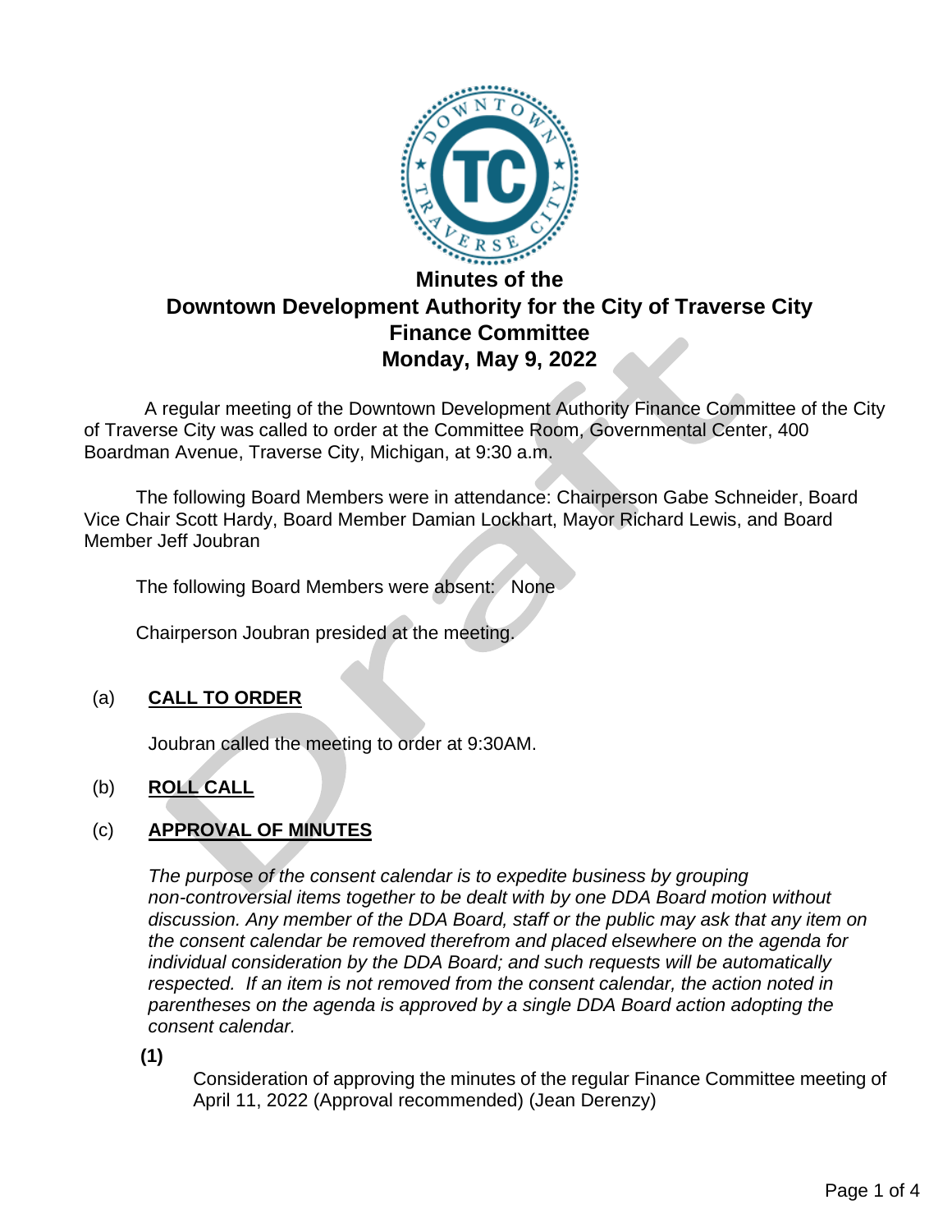# Minutes of the
# Downtown Development Authority for the City of Traverse City
# Finance Committee
# Monday, May 9, 2022

A regular meeting of the Downtown Development Authority Finance Committee of the City of Traverse City was called to order at the Committee Room, Governmental Center, 400 Boardman Avenue, Traverse City, Michigan, at 9:30 a.m.

The following Board Members were in attendance: Chairperson Gabe Schneider, Board Vice Chair Scott Hardy, Board Member Damian Lockhart, Mayor Richard Lewis, and Board Member Jeff Joubran

The following Board Members were absent: None

Chairperson Joubran presided at the meeting.

(a) **CALL TO ORDER**

Joubran called the meeting to order at 9:30AM.

(b) **ROLL CALL**

(c) **APPROVAL OF MINUTES**

*The purpose of the consent calendar is to expedite business by grouping non-controversial items together to be dealt with by one DDA Board motion without discussion. Any member of the DDA Board, staff or the public may ask that any item on the consent calendar be removed therefrom and placed elsewhere on the agenda for individual consideration by the DDA Board; and such requests will be automatically respected. If an item is not removed from the consent calendar, the action noted in parentheses on the agenda is approved by a single DDA Board action adopting the consent calendar.*

**(1)**

Consideration of approving the minutes of the regular Finance Committee meeting of April 11, 2022 (Approval recommended) (Jean Derenzy)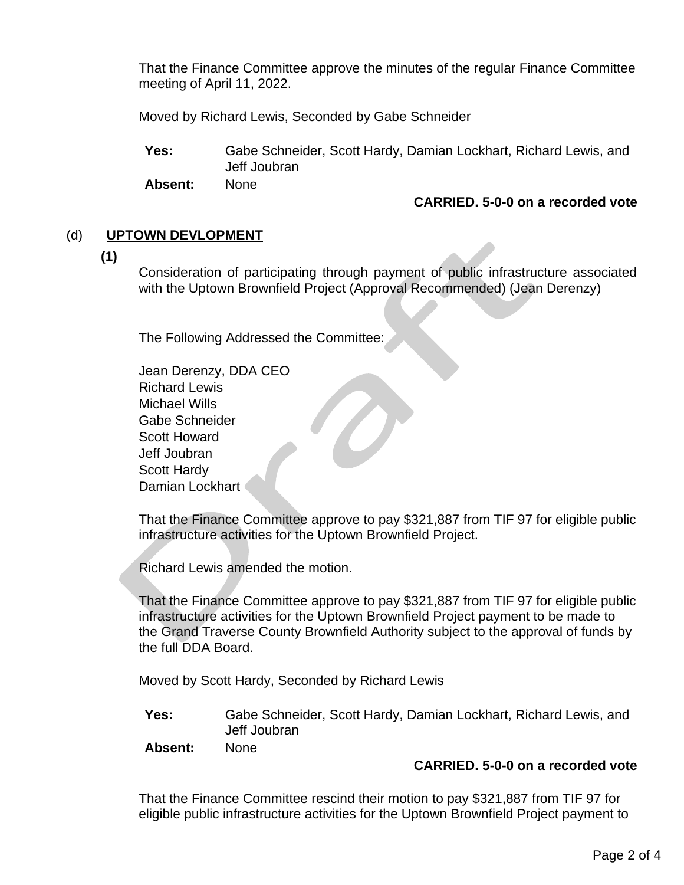That the Finance Committee approve the minutes of the regular Finance Committee meeting of April 11, 2022.

Moved by Richard Lewis, Seconded by Gabe Schneider

**Yes:** Gabe Schneider, Scott Hardy, Damian Lockhart, Richard Lewis, and Jeff Joubran
**Absent:** None

**CARRIED. 5-0-0 on a recorded vote**

(d) **UPTOWN DEVLOPMENT**

**(1)**

Consideration of participating through payment of public infrastructure associated with the Uptown Brownfield Project (Approval Recommended) (Jean Derenzy)

The Following Addressed the Committee:

Jean Derenzy, DDA CEO
Richard Lewis
Michael Wills
Gabe Schneider
Scott Howard
Jeff Joubran
Scott Hardy
Damian Lockhart

That the Finance Committee approve to pay $321,887 from TIF 97 for eligible public infrastructure activities for the Uptown Brownfield Project.

Richard Lewis amended the motion.

That the Finance Committee approve to pay $321,887 from TIF 97 for eligible public infrastructure activities for the Uptown Brownfield Project payment to be made to the Grand Traverse County Brownfield Authority subject to the approval of funds by the full DDA Board.

Moved by Scott Hardy, Seconded by Richard Lewis

**Yes:** Gabe Schneider, Scott Hardy, Damian Lockhart, Richard Lewis, and Jeff Joubran
**Absent:** None

**CARRIED. 5-0-0 on a recorded vote**

That the Finance Committee rescind their motion to pay $321,887 from TIF 97 for eligible public infrastructure activities for the Uptown Brownfield Project payment to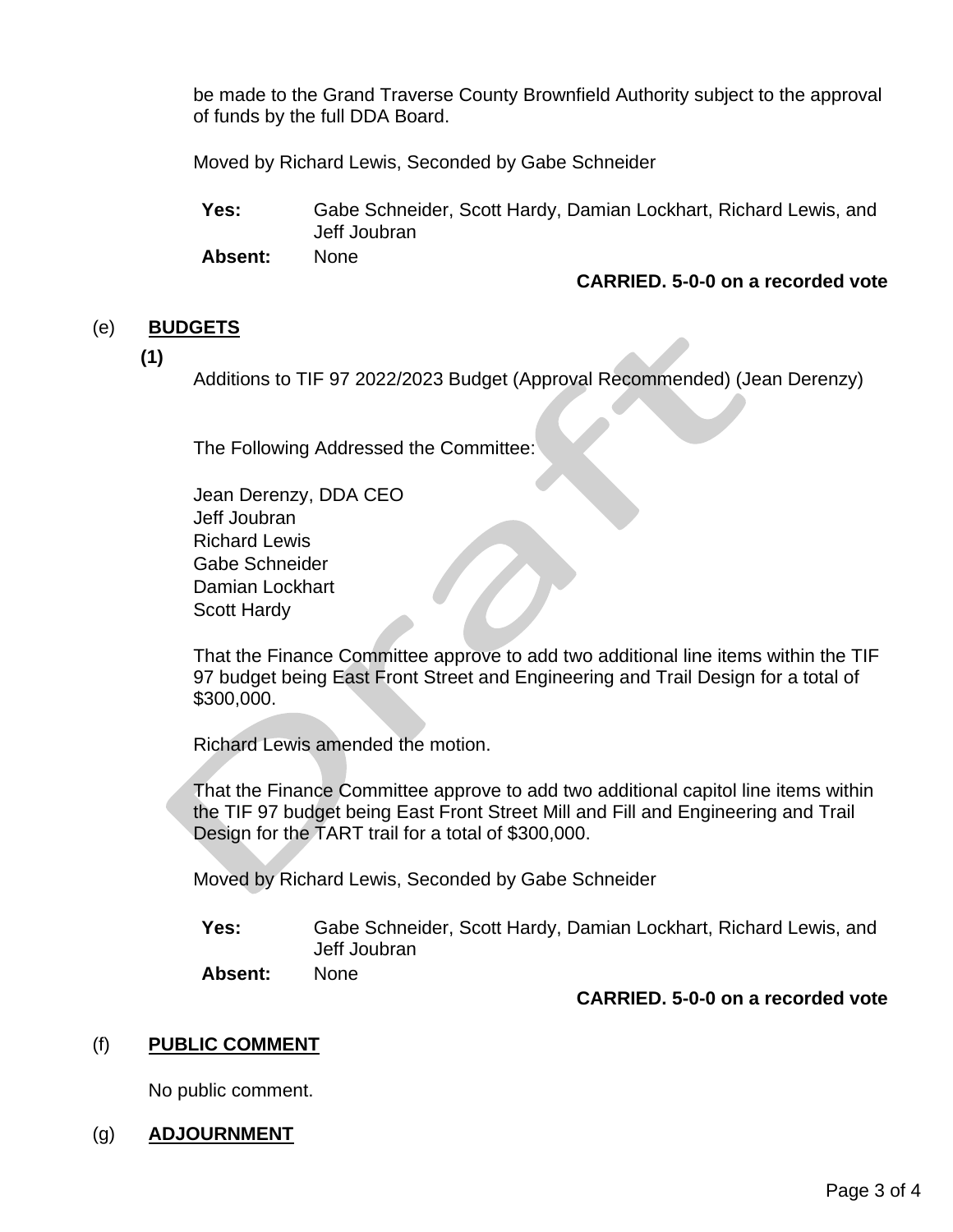be made to the Grand Traverse County Brownfield Authority subject to the approval of funds by the full DDA Board.

Moved by Richard Lewis, Seconded by Gabe Schneider

**Yes:** Gabe Schneider, Scott Hardy, Damian Lockhart, Richard Lewis, and Jeff Joubran
**Absent:** None

**CARRIED. 5-0-0 on a recorded vote**

## (e) BUDGETS

**(1)**

Additions to TIF 97 2022/2023 Budget (Approval Recommended) (Jean Derenzy)

The Following Addressed the Committee:

Jean Derenzy, DDA CEO
Jeff Joubran
Richard Lewis
Gabe Schneider
Damian Lockhart
Scott Hardy

That the Finance Committee approve to add two additional line items within the TIF 97 budget being East Front Street and Engineering and Trail Design for a total of $300,000.

Richard Lewis amended the motion.

That the Finance Committee approve to add two additional capitol line items within the TIF 97 budget being East Front Street Mill and Fill and Engineering and Trail Design for the TART trail for a total of $300,000.

Moved by Richard Lewis, Seconded by Gabe Schneider

**Yes:** Gabe Schneider, Scott Hardy, Damian Lockhart, Richard Lewis, and Jeff Joubran
**Absent:** None

**CARRIED. 5-0-0 on a recorded vote**

## (f) PUBLIC COMMENT

No public comment.

## (g) ADJOURNMENT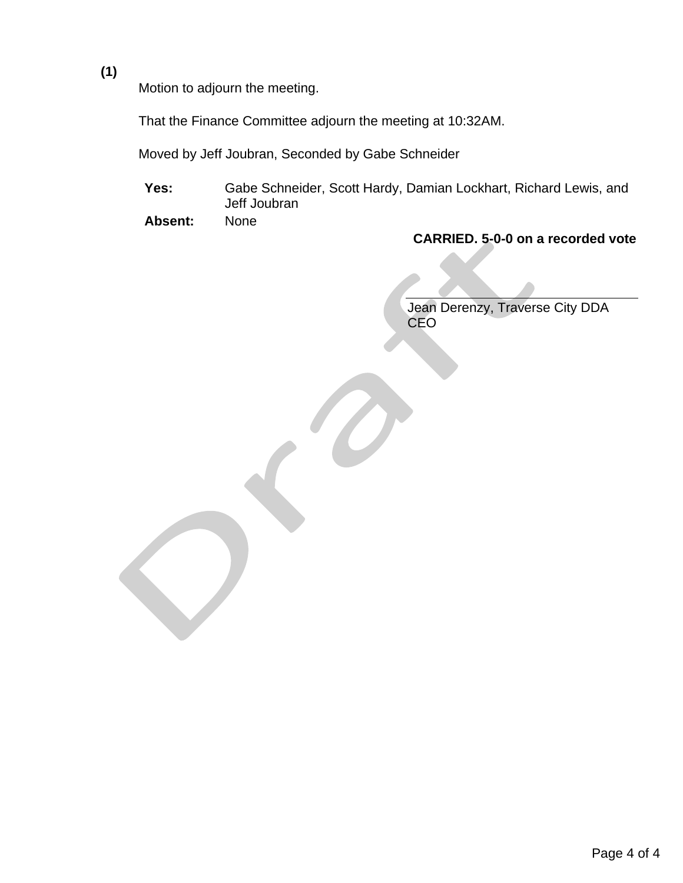**(1)**

Motion to adjourn the meeting.

That the Finance Committee adjourn the meeting at 10:32AM.

Moved by Jeff Joubran, Seconded by Gabe Schneider

| | |
|---|---|
| **Yes:** | Gabe Schneider, Scott Hardy, Damian Lockhart, Richard Lewis, and Jeff Joubran |
| **Absent:** | None |

**CARRIED. 5-0-0 on a recorded vote**

Draft

\_\_\_\_\_\_\_\_\_\_\_\_\_\_\_\_\_\_\_\_\_\_\_\_\_\_\_\_\_\_\_\_\_\_

Jean Derenzy, Traverse City DDA CEO